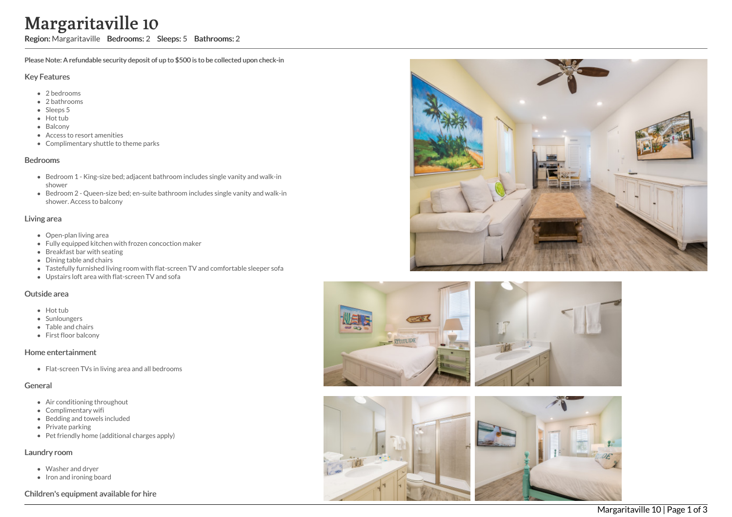# Margaritaville 10

**Region:** Margaritaville **Bedrooms:** 2 **Sleeps:** 5 **Bathrooms:** 2

**Please Note: A refundable security deposit of up to $500 is to be collected upon check-in**

## Key Features

- 2 bedrooms
- 2 bathrooms
- Sleeps 5
- Hot tub
- Balcony
- Access to resort amenities
- Complimentary shuttle to theme parks

## Bedrooms

- Bedroom 1 - King-size bed; adjacent bathroom includes single vanity and walk-in shower
- Bedroom 2 - Queen-size bed; en-suite bathroom includes single vanity and walk-in shower. Access to balcony

## Living area

- Open-plan living area
- Fully equipped kitchen with frozen concoction maker
- Breakfast bar with seating
- Dining table and chairs
- Tastefully furnished living room with flat-screen TV and comfortable sleeper sofa
- Upstairs loft area with flat-screen TV and sofa

## Outside area

- Hot tub
- Sunloungers
- Table and chairs
- First floor balcony

## Home entertainment

- Flat-screen TVs in living area and all bedrooms

## General

- Air conditioning throughout
- Complimentary wifi
- Bedding and towels included
- Private parking
- Pet friendly home (additional charges apply)

## Laundry room

- Washer and dryer
- Iron and ironing board

## Children's equipment available for hire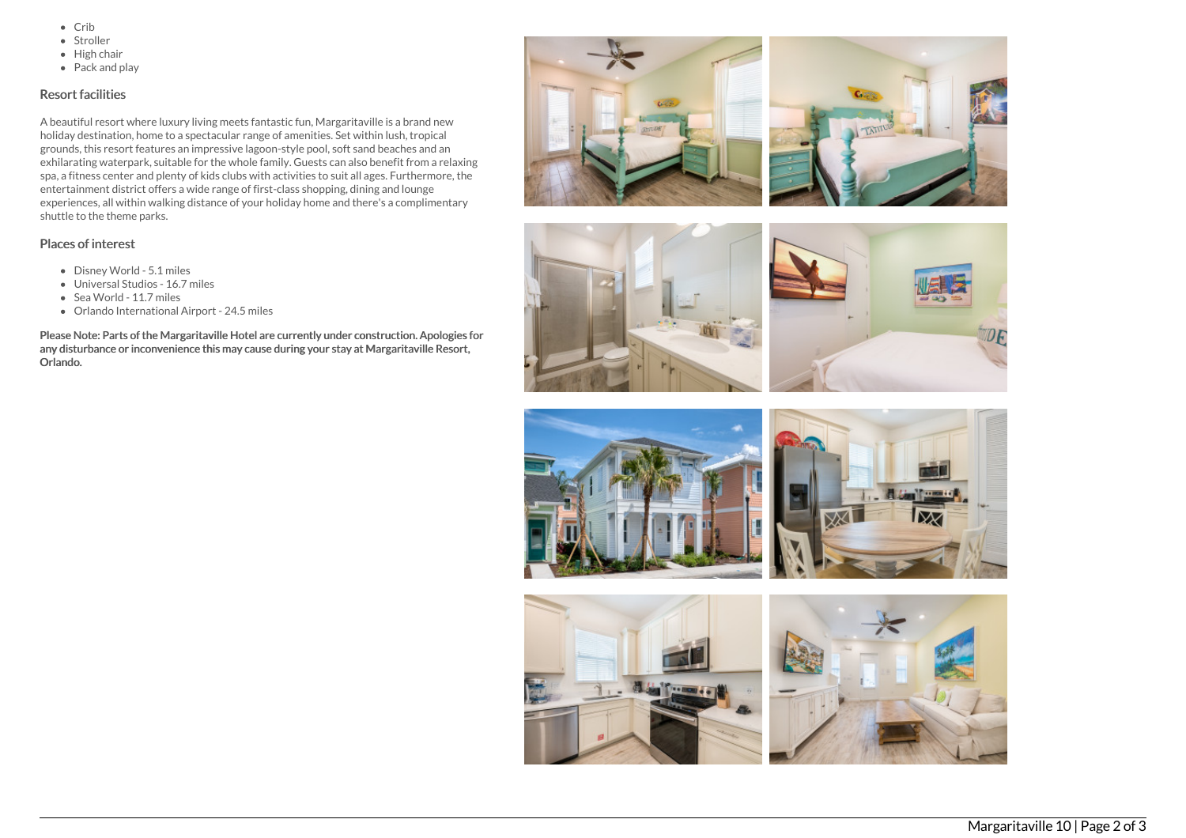- Crib
- Stroller
- High chair
- Pack and play

## Resort facilities

A beautiful resort where luxury living meets fantastic fun, Margaritaville is a brand new holiday destination, home to a spectacular range of amenities. Set within lush, tropical grounds, this resort features an impressive lagoon-style pool, soft sand beaches and an exhilarating waterpark, suitable for the whole family. Guests can also benefit from a relaxing spa, a fitness center and plenty of kids clubs with activities to suit all ages. Furthermore, the entertainment district offers a wide range of first-class shopping, dining and lounge experiences, all within walking distance of your holiday home and there's a complimentary shuttle to the theme parks.

## Places of interest

- Disney World - 5.1 miles
- Universal Studios - 16.7 miles
- Sea World - 11.7 miles
- Orlando International Airport - 24.5 miles

**Please Note: Parts of the Margaritaville Hotel are currently under construction. Apologies for any disturbance or inconvenience this may cause during your stay at Margaritaville Resort, Orlando.**